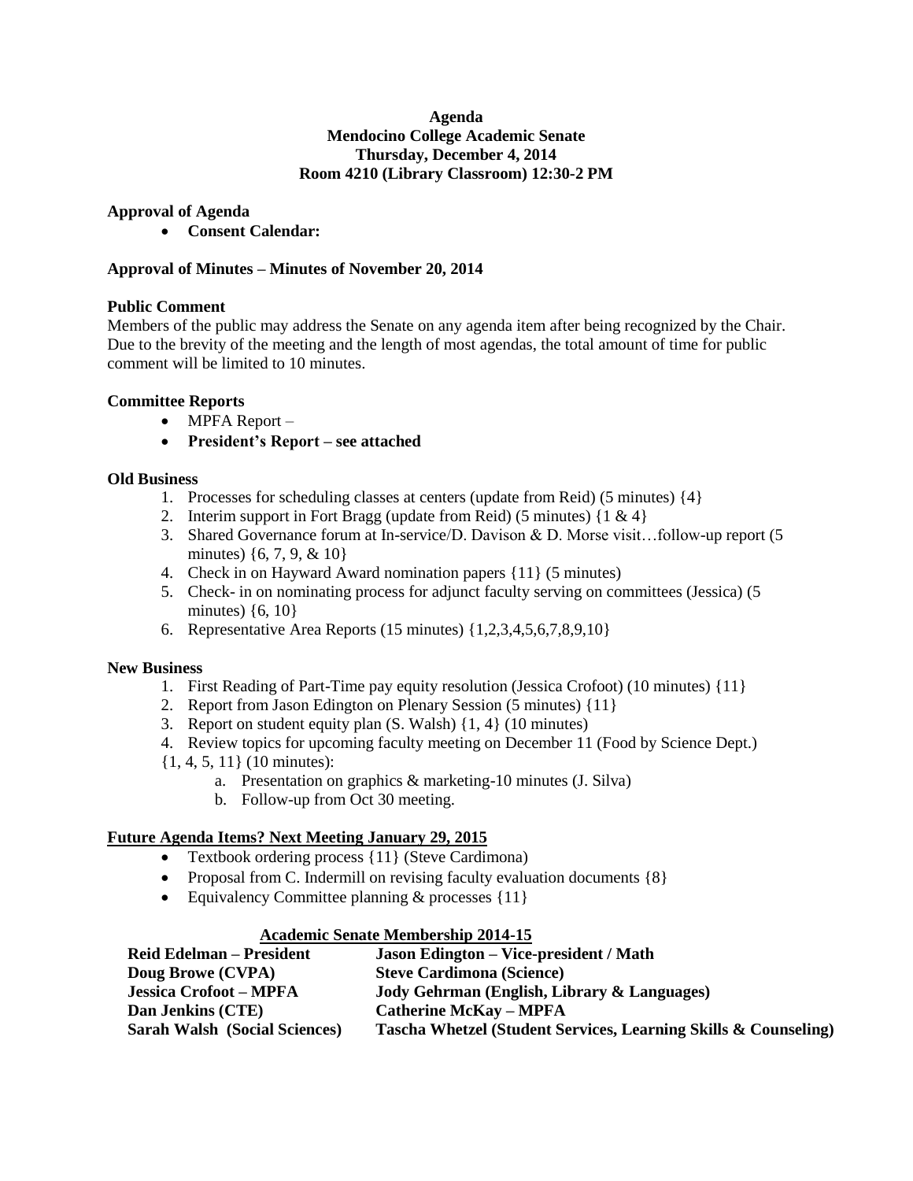# Agenda
## Mendocino College Academic Senate
## Thursday, December 4, 2014
## Room 4210 (Library Classroom) 12:30-2 PM

**Approval of Agenda**

- **Consent Calendar:**

**Approval of Minutes – Minutes of November 20, 2014**

**Public Comment**

Members of the public may address the Senate on any agenda item after being recognized by the Chair. Due to the brevity of the meeting and the length of most agendas, the total amount of time for public comment will be limited to 10 minutes.

**Committee Reports**

- MPFA Report –
- **President's Report – see attached**

**Old Business**

1. Processes for scheduling classes at centers (update from Reid) (5 minutes) {4}
2. Interim support in Fort Bragg (update from Reid) (5 minutes) {1 & 4}
3. Shared Governance forum at In-service/D. Davison & D. Morse visit…follow-up report (5 minutes) {6, 7, 9, & 10}
4. Check in on Hayward Award nomination papers {11} (5 minutes)
5. Check- in on nominating process for adjunct faculty serving on committees (Jessica) (5 minutes) {6, 10}
6. Representative Area Reports (15 minutes) {1,2,3,4,5,6,7,8,9,10}

**New Business**

1. First Reading of Part-Time pay equity resolution (Jessica Crofoot) (10 minutes) {11}
2. Report from Jason Edington on Plenary Session (5 minutes) {11}
3. Report on student equity plan (S. Walsh) {1, 4} (10 minutes)
4. Review topics for upcoming faculty meeting on December 11 (Food by Science Dept.) {1, 4, 5, 11} (10 minutes):
   a. Presentation on graphics & marketing-10 minutes (J. Silva)
   b. Follow-up from Oct 30 meeting.

**Future Agenda Items? Next Meeting January 29, 2015**

- Textbook ordering process {11} (Steve Cardimona)
- Proposal from C. Indermill on revising faculty evaluation documents {8}
- Equivalency Committee planning & processes {11}

**Academic Senate Membership 2014-15**

| | |
|---|---|
| **Reid Edelman – President** | **Jason Edington – Vice-president / Math** |
| **Doug Browe (CVPA)** | **Steve Cardimona (Science)** |
| **Jessica Crofoot – MPFA** | **Jody Gehrman (English, Library & Languages)** |
| **Dan Jenkins (CTE)** | **Catherine McKay – MPFA** |
| **Sarah Walsh (Social Sciences)** | **Tascha Whetzel (Student Services, Learning Skills & Counseling)** |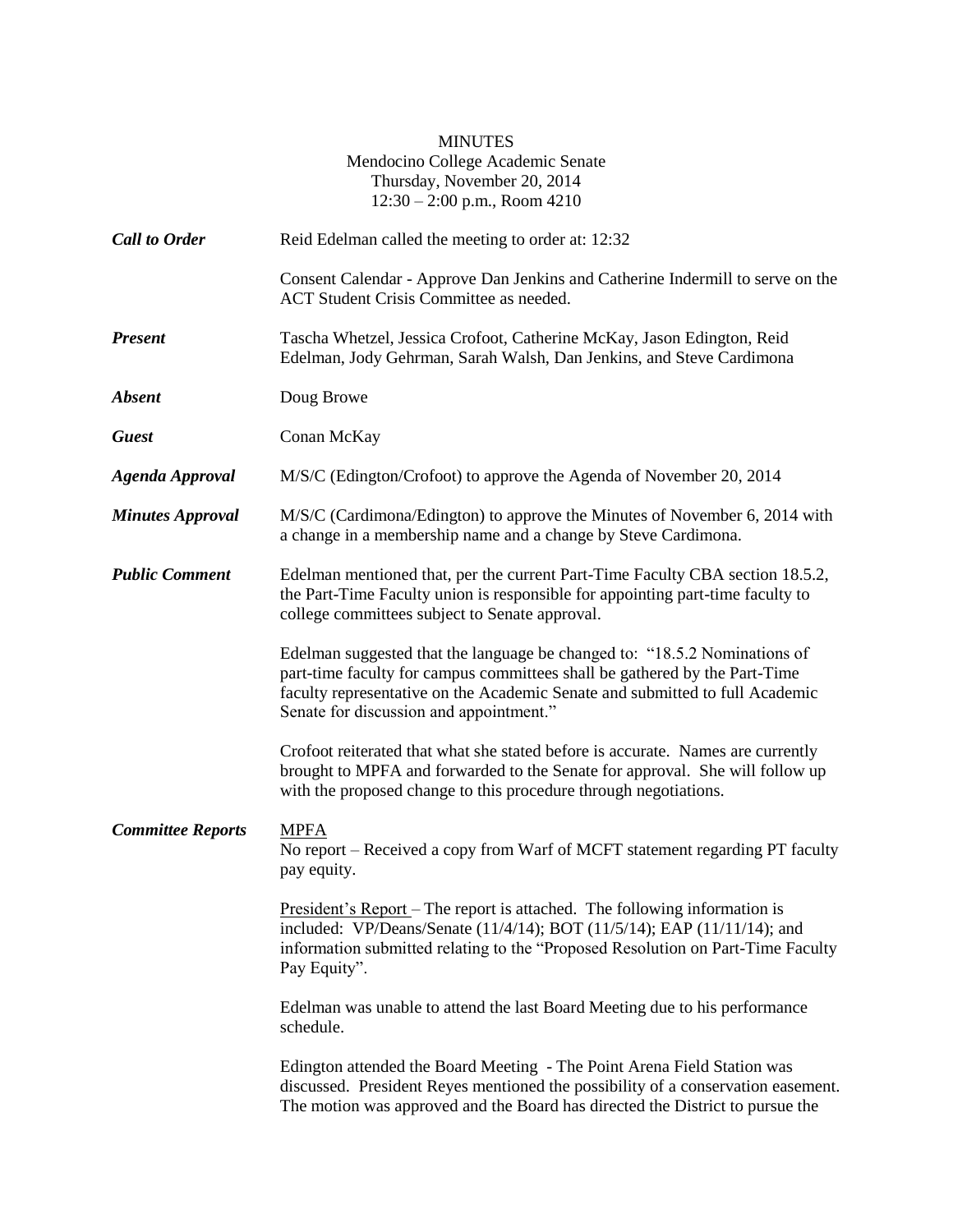MINUTES
Mendocino College Academic Senate
Thursday, November 20, 2014
12:30 – 2:00 p.m., Room 4210

***Call to Order*** Reid Edelman called the meeting to order at: 12:32

Consent Calendar - Approve Dan Jenkins and Catherine Indermill to serve on the ACT Student Crisis Committee as needed.

***Present*** Tascha Whetzel, Jessica Crofoot, Catherine McKay, Jason Edington, Reid Edelman, Jody Gehrman, Sarah Walsh, Dan Jenkins, and Steve Cardimona

***Absent*** Doug Browe

***Guest*** Conan McKay

***Agenda Approval*** M/S/C (Edington/Crofoot) to approve the Agenda of November 20, 2014

***Minutes Approval*** M/S/C (Cardimona/Edington) to approve the Minutes of November 6, 2014 with a change in a membership name and a change by Steve Cardimona.

***Public Comment*** Edelman mentioned that, per the current Part-Time Faculty CBA section 18.5.2, the Part-Time Faculty union is responsible for appointing part-time faculty to college committees subject to Senate approval.

Edelman suggested that the language be changed to: "18.5.2 Nominations of part-time faculty for campus committees shall be gathered by the Part-Time faculty representative on the Academic Senate and submitted to full Academic Senate for discussion and appointment."

Crofoot reiterated that what she stated before is accurate. Names are currently brought to MPFA and forwarded to the Senate for approval. She will follow up with the proposed change to this procedure through negotiations.

***Committee Reports*** MPFA
No report – Received a copy from Warf of MCFT statement regarding PT faculty pay equity.

President's Report – The report is attached. The following information is included: VP/Deans/Senate (11/4/14); BOT (11/5/14); EAP (11/11/14); and information submitted relating to the "Proposed Resolution on Part-Time Faculty Pay Equity".

Edelman was unable to attend the last Board Meeting due to his performance schedule.

Edington attended the Board Meeting - The Point Arena Field Station was discussed. President Reyes mentioned the possibility of a conservation easement. The motion was approved and the Board has directed the District to pursue the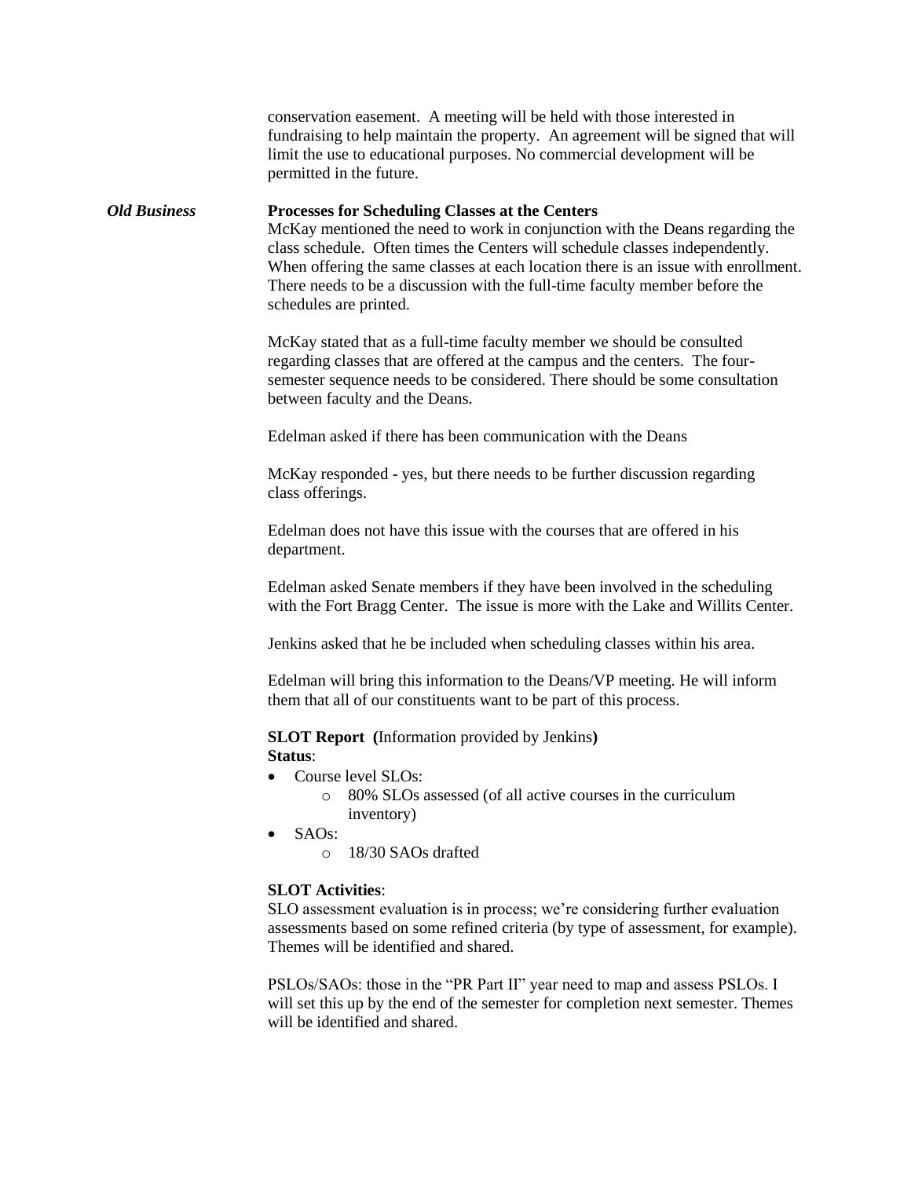conservation easement. A meeting will be held with those interested in fundraising to help maintain the property. An agreement will be signed that will limit the use to educational purposes. No commercial development will be permitted in the future.

***Old Business***

**Processes for Scheduling Classes at the Centers**

McKay mentioned the need to work in conjunction with the Deans regarding the class schedule. Often times the Centers will schedule classes independently. When offering the same classes at each location there is an issue with enrollment. There needs to be a discussion with the full-time faculty member before the schedules are printed.

McKay stated that as a full-time faculty member we should be consulted regarding classes that are offered at the campus and the centers. The four-semester sequence needs to be considered. There should be some consultation between faculty and the Deans.

Edelman asked if there has been communication with the Deans

McKay responded - yes, but there needs to be further discussion regarding class offerings.

Edelman does not have this issue with the courses that are offered in his department.

Edelman asked Senate members if they have been involved in the scheduling with the Fort Bragg Center. The issue is more with the Lake and Willits Center.

Jenkins asked that he be included when scheduling classes within his area.

Edelman will bring this information to the Deans/VP meeting. He will inform them that all of our constituents want to be part of this process.

**SLOT Report (**Information provided by Jenkins**)**
**Status**:

- Course level SLOs:
  - 80% SLOs assessed (of all active courses in the curriculum inventory)
- SAOs:
  - 18/30 SAOs drafted

**SLOT Activities**:

SLO assessment evaluation is in process; we're considering further evaluation assessments based on some refined criteria (by type of assessment, for example). Themes will be identified and shared.

PSLOs/SAOs: those in the "PR Part II" year need to map and assess PSLOs. I will set this up by the end of the semester for completion next semester. Themes will be identified and shared.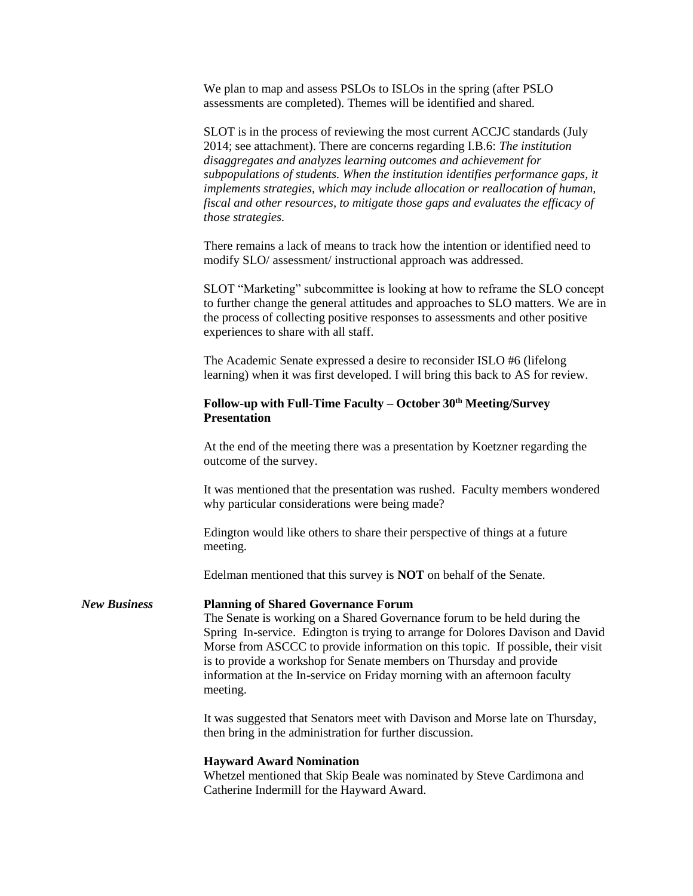We plan to map and assess PSLOs to ISLOs in the spring (after PSLO assessments are completed). Themes will be identified and shared.

SLOT is in the process of reviewing the most current ACCJC standards (July 2014; see attachment). There are concerns regarding I.B.6: *The institution disaggregates and analyzes learning outcomes and achievement for subpopulations of students. When the institution identifies performance gaps, it implements strategies, which may include allocation or reallocation of human, fiscal and other resources, to mitigate those gaps and evaluates the efficacy of those strategies.*

There remains a lack of means to track how the intention or identified need to modify SLO/ assessment/ instructional approach was addressed.

SLOT "Marketing" subcommittee is looking at how to reframe the SLO concept to further change the general attitudes and approaches to SLO matters. We are in the process of collecting positive responses to assessments and other positive experiences to share with all staff.

The Academic Senate expressed a desire to reconsider ISLO #6 (lifelong learning) when it was first developed. I will bring this back to AS for review.

**Follow-up with Full-Time Faculty – October 30th Meeting/Survey Presentation**

At the end of the meeting there was a presentation by Koetzner regarding the outcome of the survey.

It was mentioned that the presentation was rushed. Faculty members wondered why particular considerations were being made?

Edington would like others to share their perspective of things at a future meeting.

Edelman mentioned that this survey is **NOT** on behalf of the Senate.

***New Business***

**Planning of Shared Governance Forum**

The Senate is working on a Shared Governance forum to be held during the Spring In-service. Edington is trying to arrange for Dolores Davison and David Morse from ASCCC to provide information on this topic. If possible, their visit is to provide a workshop for Senate members on Thursday and provide information at the In-service on Friday morning with an afternoon faculty meeting.

It was suggested that Senators meet with Davison and Morse late on Thursday, then bring in the administration for further discussion.

**Hayward Award Nomination**

Whetzel mentioned that Skip Beale was nominated by Steve Cardimona and Catherine Indermill for the Hayward Award.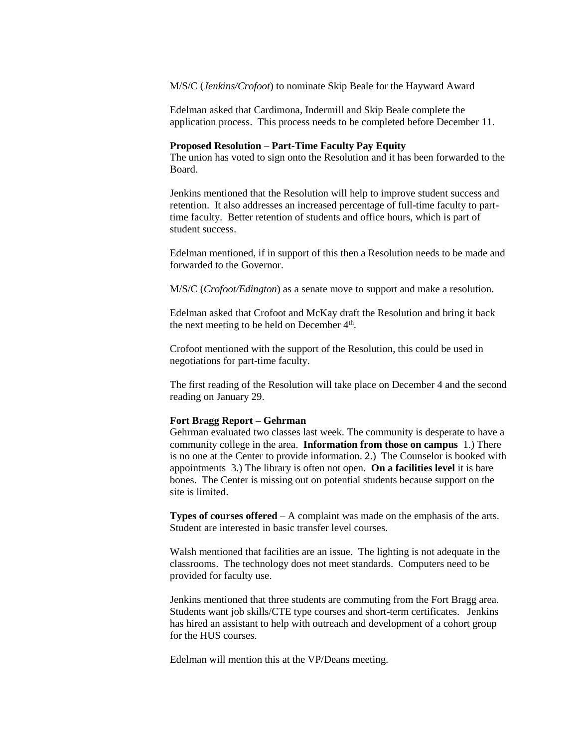M/S/C (*Jenkins/Crofoot*) to nominate Skip Beale for the Hayward Award

Edelman asked that Cardimona, Indermill and Skip Beale complete the application process. This process needs to be completed before December 11.

**Proposed Resolution – Part-Time Faculty Pay Equity**

The union has voted to sign onto the Resolution and it has been forwarded to the Board.

Jenkins mentioned that the Resolution will help to improve student success and retention. It also addresses an increased percentage of full-time faculty to part-time faculty. Better retention of students and office hours, which is part of student success.

Edelman mentioned, if in support of this then a Resolution needs to be made and forwarded to the Governor.

M/S/C (*Crofoot/Edington*) as a senate move to support and make a resolution.

Edelman asked that Crofoot and McKay draft the Resolution and bring it back the next meeting to be held on December 4th.

Crofoot mentioned with the support of the Resolution, this could be used in negotiations for part-time faculty.

The first reading of the Resolution will take place on December 4 and the second reading on January 29.

**Fort Bragg Report – Gehrman**

Gehrman evaluated two classes last week. The community is desperate to have a community college in the area. **Information from those on campus** 1.) There is no one at the Center to provide information. 2.) The Counselor is booked with appointments 3.) The library is often not open. **On a facilities level** it is bare bones. The Center is missing out on potential students because support on the site is limited.

**Types of courses offered** – A complaint was made on the emphasis of the arts. Student are interested in basic transfer level courses.

Walsh mentioned that facilities are an issue. The lighting is not adequate in the classrooms. The technology does not meet standards. Computers need to be provided for faculty use.

Jenkins mentioned that three students are commuting from the Fort Bragg area. Students want job skills/CTE type courses and short-term certificates. Jenkins has hired an assistant to help with outreach and development of a cohort group for the HUS courses.

Edelman will mention this at the VP/Deans meeting.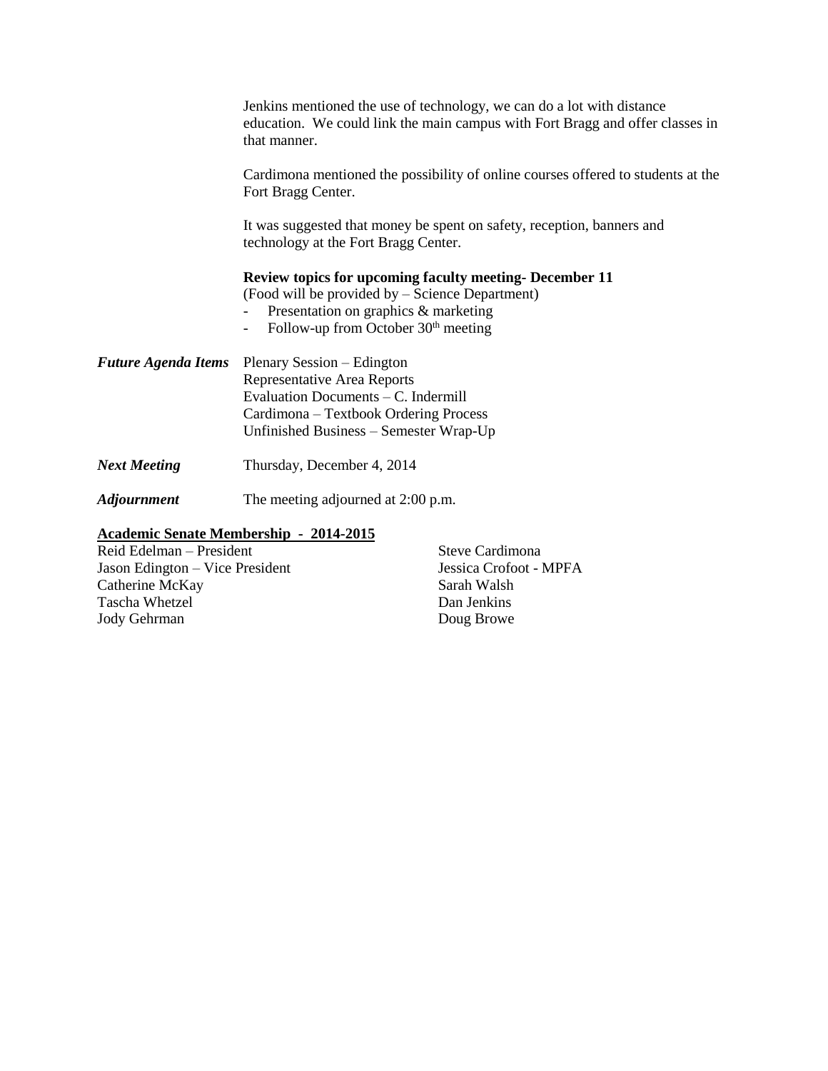Jenkins mentioned the use of technology, we can do a lot with distance education. We could link the main campus with Fort Bragg and offer classes in that manner.

Cardimona mentioned the possibility of online courses offered to students at the Fort Bragg Center.

It was suggested that money be spent on safety, reception, banners and technology at the Fort Bragg Center.

**Review topics for upcoming faculty meeting- December 11**
(Food will be provided by – Science Department)

- Presentation on graphics & marketing
- Follow-up from October 30th meeting

***Future Agenda Items*** Plenary Session – Edington
Representative Area Reports
Evaluation Documents – C. Indermill
Cardimona – Textbook Ordering Process
Unfinished Business – Semester Wrap-Up

***Next Meeting*** Thursday, December 4, 2014

***Adjournment*** The meeting adjourned at 2:00 p.m.

**Academic Senate Membership - 2014-2015**

Reid Edelman – President
Jason Edington – Vice President
Catherine McKay
Tascha Whetzel
Jody Gehrman
Steve Cardimona
Jessica Crofoot - MPFA
Sarah Walsh
Dan Jenkins
Doug Browe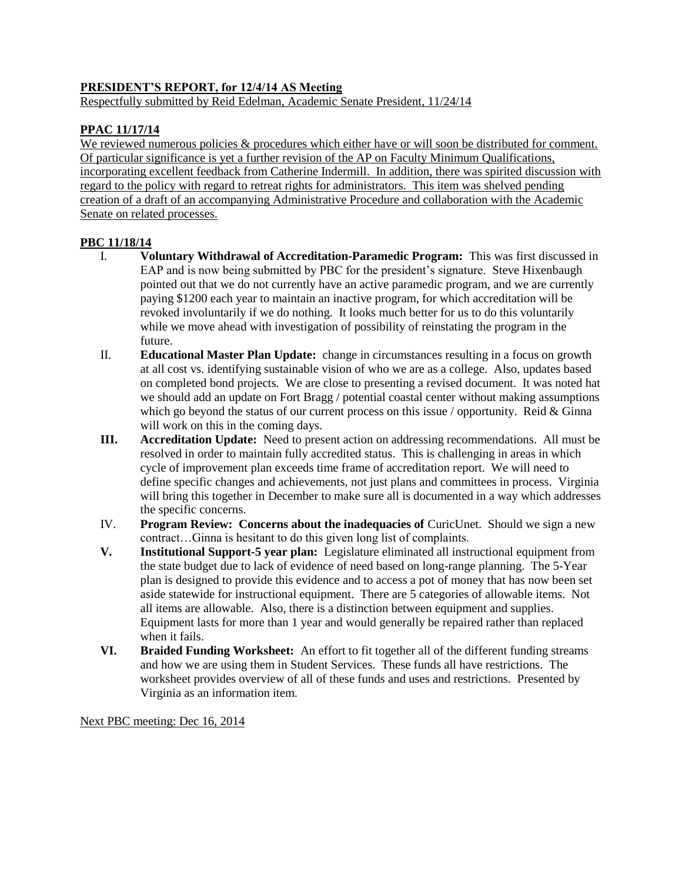**PRESIDENT'S REPORT, for 12/4/14 AS Meeting**

Respectfully submitted by Reid Edelman, Academic Senate President, 11/24/14

**PPAC 11/17/14**

We reviewed numerous policies & procedures which either have or will soon be distributed for comment. Of particular significance is yet a further revision of the AP on Faculty Minimum Qualifications, incorporating excellent feedback from Catherine Indermill. In addition, there was spirited discussion with regard to the policy with regard to retreat rights for administrators. This item was shelved pending creation of a draft of an accompanying Administrative Procedure and collaboration with the Academic Senate on related processes.

**PBC 11/18/14**

I. **Voluntary Withdrawal of Accreditation-Paramedic Program:** This was first discussed in EAP and is now being submitted by PBC for the president's signature. Steve Hixenbaugh pointed out that we do not currently have an active paramedic program, and we are currently paying $1200 each year to maintain an inactive program, for which accreditation will be revoked involuntarily if we do nothing. It looks much better for us to do this voluntarily while we move ahead with investigation of possibility of reinstating the program in the future.

II. **Educational Master Plan Update:** change in circumstances resulting in a focus on growth at all cost vs. identifying sustainable vision of who we are as a college. Also, updates based on completed bond projects. We are close to presenting a revised document. It was noted hat we should add an update on Fort Bragg / potential coastal center without making assumptions which go beyond the status of our current process on this issue / opportunity. Reid & Ginna will work on this in the coming days.

**III.** **Accreditation Update:** Need to present action on addressing recommendations. All must be resolved in order to maintain fully accredited status. This is challenging in areas in which cycle of improvement plan exceeds time frame of accreditation report. We will need to define specific changes and achievements, not just plans and committees in process. Virginia will bring this together in December to make sure all is documented in a way which addresses the specific concerns.

IV. **Program Review: Concerns about the inadequacies of** CuricUnet. Should we sign a new contract…Ginna is hesitant to do this given long list of complaints.

**V.** **Institutional Support-5 year plan:** Legislature eliminated all instructional equipment from the state budget due to lack of evidence of need based on long-range planning. The 5-Year plan is designed to provide this evidence and to access a pot of money that has now been set aside statewide for instructional equipment. There are 5 categories of allowable items. Not all items are allowable. Also, there is a distinction between equipment and supplies. Equipment lasts for more than 1 year and would generally be repaired rather than replaced when it fails.

**VI.** **Braided Funding Worksheet:** An effort to fit together all of the different funding streams and how we are using them in Student Services. These funds all have restrictions. The worksheet provides overview of all of these funds and uses and restrictions. Presented by Virginia as an information item.

Next PBC meeting: Dec 16, 2014